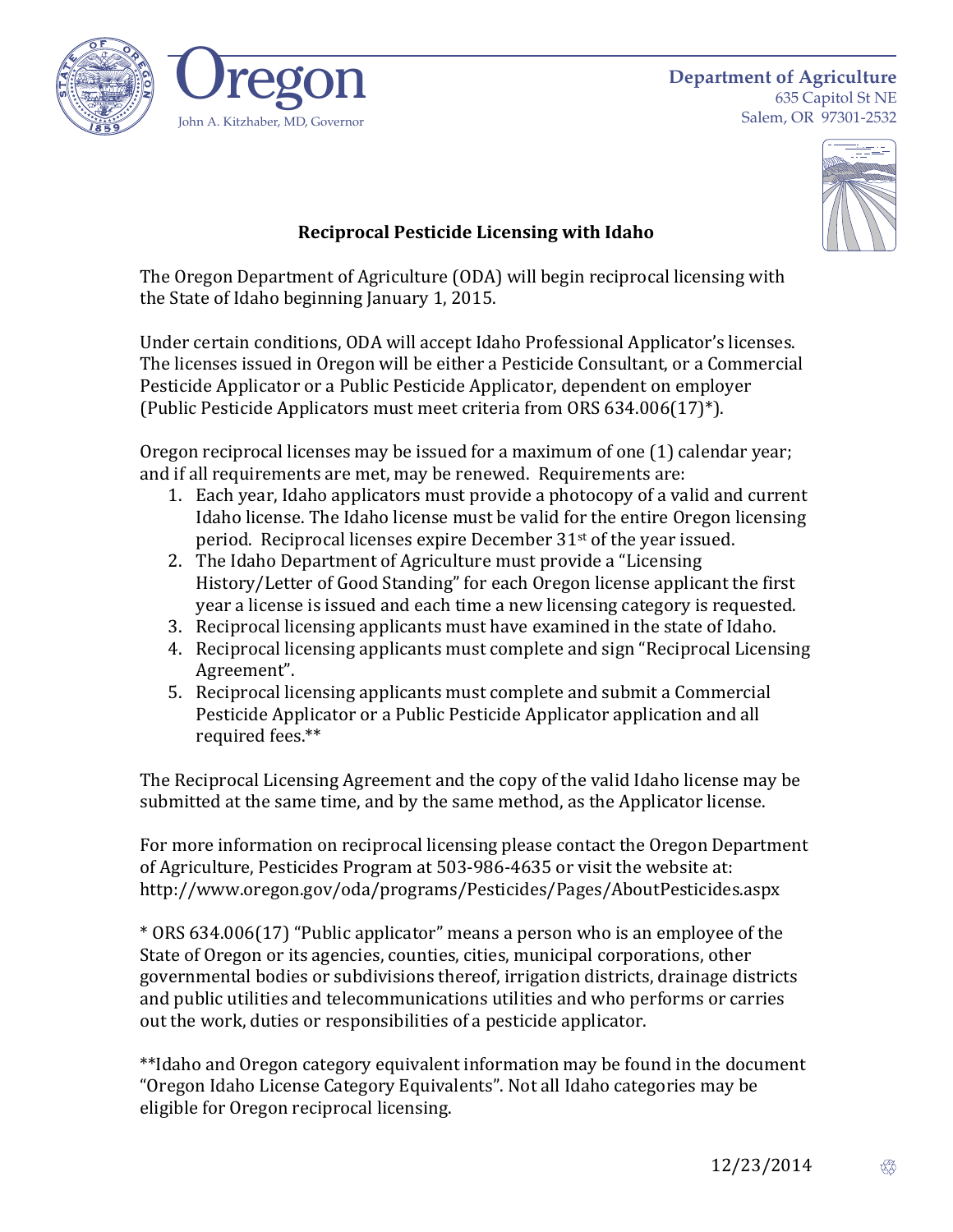Oregon

John A. Kitzhaber, MD, Governor

**Department of Agriculture**
635 Capitol St NE
Salem, OR 97301-2532

## Reciprocal Pesticide Licensing with Idaho

The Oregon Department of Agriculture (ODA) will begin reciprocal licensing with the State of Idaho beginning January 1, 2015.

Under certain conditions, ODA will accept Idaho Professional Applicator's licenses. The licenses issued in Oregon will be either a Pesticide Consultant, or a Commercial Pesticide Applicator or a Public Pesticide Applicator, dependent on employer (Public Pesticide Applicators must meet criteria from ORS 634.006(17)*).

Oregon reciprocal licenses may be issued for a maximum of one (1) calendar year; and if all requirements are met, may be renewed. Requirements are:

1. Each year, Idaho applicators must provide a photocopy of a valid and current Idaho license. The Idaho license must be valid for the entire Oregon licensing period. Reciprocal licenses expire December 31st of the year issued.
2. The Idaho Department of Agriculture must provide a "Licensing History/Letter of Good Standing" for each Oregon license applicant the first year a license is issued and each time a new licensing category is requested.
3. Reciprocal licensing applicants must have examined in the state of Idaho.
4. Reciprocal licensing applicants must complete and sign "Reciprocal Licensing Agreement".
5. Reciprocal licensing applicants must complete and submit a Commercial Pesticide Applicator or a Public Pesticide Applicator application and all required fees.**

The Reciprocal Licensing Agreement and the copy of the valid Idaho license may be submitted at the same time, and by the same method, as the Applicator license.

For more information on reciprocal licensing please contact the Oregon Department of Agriculture, Pesticides Program at 503-986-4635 or visit the website at: http://www.oregon.gov/oda/programs/Pesticides/Pages/AboutPesticides.aspx

* ORS 634.006(17) "Public applicator" means a person who is an employee of the State of Oregon or its agencies, counties, cities, municipal corporations, other governmental bodies or subdivisions thereof, irrigation districts, drainage districts and public utilities and telecommunications utilities and who performs or carries out the work, duties or responsibilities of a pesticide applicator.

**Idaho and Oregon category equivalent information may be found in the document "Oregon Idaho License Category Equivalents". Not all Idaho categories may be eligible for Oregon reciprocal licensing.

12/23/2014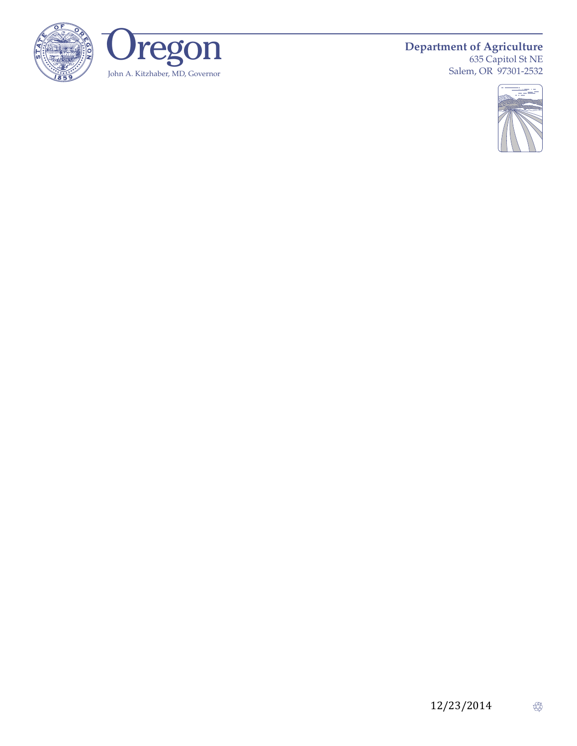# Oregon

John A. Kitzhaber, MD, Governor

**Department of Agriculture**
635 Capitol St NE
Salem, OR 97301-2532

12/23/2014